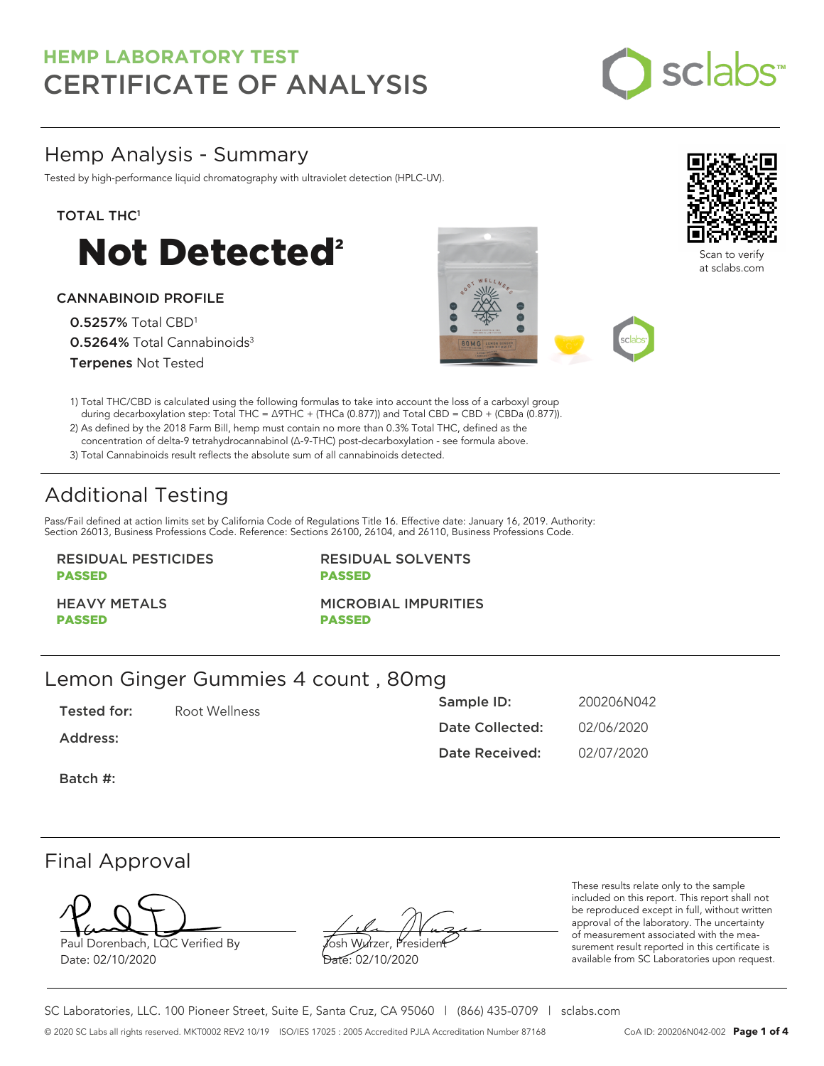# HEMP LABORATORY TEST
# CERTIFICATE OF ANALYSIS

## Hemp Analysis - Summary

Tested by high-performance liquid chromatography with ultraviolet detection (HPLC-UV).

**TOTAL THC[1]**

# Not Detected[2]

**CANNABINOID PROFILE**

**0.5257%** Total CBD[1]
**0.5264%** Total Cannabinoids[3]
**Terpenes** Not Tested

Scan to verify at sclabs.com

1) Total THC/CBD is calculated using the following formulas to take into account the loss of a carboxyl group during decarboxylation step: Total THC = Δ9THC + (THCa (0.877)) and Total CBD = CBD + (CBDa (0.877)).
2) As defined by the 2018 Farm Bill, hemp must contain no more than 0.3% Total THC, defined as the concentration of delta-9 tetrahydrocannabinol (Δ-9-THC) post-decarboxylation - see formula above.
3) Total Cannabinoids result reflects the absolute sum of all cannabinoids detected.

## Additional Testing

Pass/Fail defined at action limits set by California Code of Regulations Title 16. Effective date: January 16, 2019. Authority: Section 26013, Business Professions Code. Reference: Sections 26100, 26104, and 26110, Business Professions Code.

| | |
|---|---|
| RESIDUAL PESTICIDES **PASSED** | RESIDUAL SOLVENTS **PASSED** |
| HEAVY METALS **PASSED** | MICROBIAL IMPURITIES **PASSED** |

## Lemon Ginger Gummies 4 count , 80mg

**Tested for:** Root Wellness

**Address:**

**Batch #:**

**Sample ID:** 200206N042

**Date Collected:** 02/06/2020

**Date Received:** 02/07/2020

## Final Approval

Paul Dorenbach, LQC Verified By
Date: 02/10/2020

Josh Wurzer, President
Date: 02/10/2020

These results relate only to the sample included on this report. This report shall not be reproduced except in full, without written approval of the laboratory. The uncertainty of measurement associated with the measurement result reported in this certificate is available from SC Laboratories upon request.

SC Laboratories, LLC. 100 Pioneer Street, Suite E, Santa Cruz, CA 95060 | (866) 435-0709 | sclabs.com

© 2020 SC Labs all rights reserved. MKT0002 REV2 10/19 ISO/IES 17025 : 2005 Accredited PJLA Accreditation Number 87168 CoA ID: 200206N042-002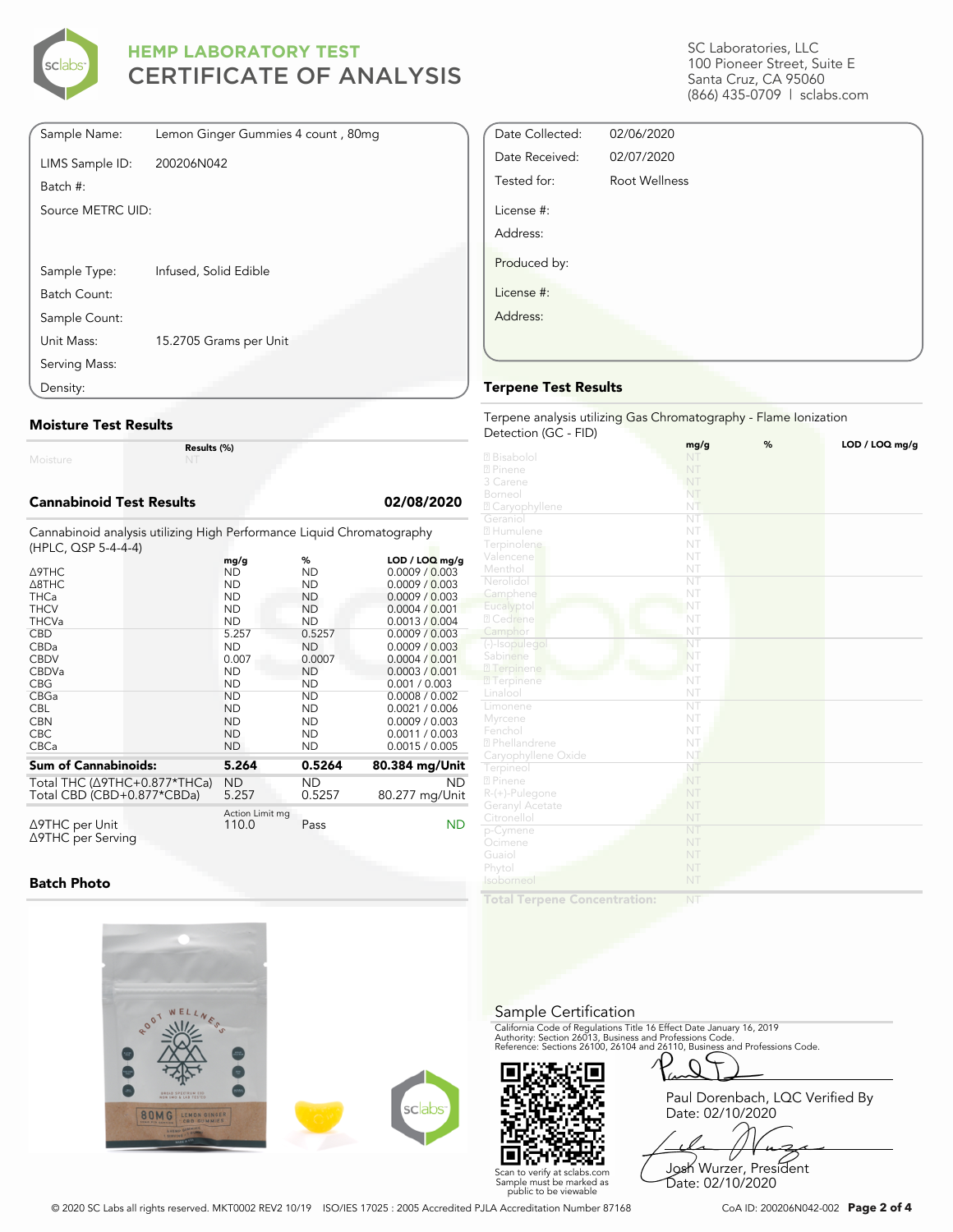# HEMP LABORATORY TEST
# CERTIFICATE OF ANALYSIS

SC Laboratories, LLC
100 Pioneer Street, Suite E
Santa Cruz, CA 95060
(866) 435-0709 | sclabs.com

| | |
|---|---|
| Sample Name: | Lemon Ginger Gummies 4 count , 80mg |
| LIMS Sample ID: | 200206N042 |
| Batch #: | |
| Source METRC UID: | |
| Sample Type: | Infused, Solid Edible |
| Batch Count: | |
| Sample Count: | |
| Unit Mass: | 15.2705 Grams per Unit |
| Serving Mass: | |
| Density: | |

| | |
|---|---|
| Date Collected: | 02/06/2020 |
| Date Received: | 02/07/2020 |
| Tested for: | Root Wellness |
| License #: | |
| Address: | |
| Produced by: | |
| License #: | |
| Address: | |

## Moisture Test Results

| | Results (%) |
|---|---|
| Moisture | NT |

## Cannabinoid Test Results 02/08/2020

Cannabinoid analysis utilizing High Performance Liquid Chromatography (HPLC, QSP 5-4-4-4)

| | mg/g | % | LOD / LOQ mg/g |
|---|---|---|---|
| Δ9THC | ND | ND | 0.0009 / 0.003 |
| Δ8THC | ND | ND | 0.0009 / 0.003 |
| THCa | ND | ND | 0.0009 / 0.003 |
| THCV | ND | ND | 0.0004 / 0.001 |
| THCVa | ND | ND | 0.0013 / 0.004 |
| CBD | 5.257 | 0.5257 | 0.0009 / 0.003 |
| CBDa | ND | ND | 0.0009 / 0.003 |
| CBDV | 0.007 | 0.0007 | 0.0004 / 0.001 |
| CBDVa | ND | ND | 0.0003 / 0.001 |
| CBG | ND | ND | 0.001 / 0.003 |
| CBGa | ND | ND | 0.0008 / 0.002 |
| CBL | ND | ND | 0.0021 / 0.006 |
| CBN | ND | ND | 0.0009 / 0.003 |
| CBC | ND | ND | 0.0011 / 0.003 |
| CBCa | ND | ND | 0.0015 / 0.005 |
| **Sum of Cannabinoids:** | **5.264** | **0.5264** | **80.384 mg/Unit** |
| Total THC (Δ9THC+0.877*THCa) | ND | ND | ND |
| Total CBD (CBD+0.877*CBDa) | 5.257 | 0.5257 | 80.277 mg/Unit |

| | Action Limit mg | | |
|---|---|---|---|
| Δ9THC per Unit | 110.0 | Pass | ND |
| Δ9THC per Serving | | | |

## Batch Photo

## Terpene Test Results

Terpene analysis utilizing Gas Chromatography - Flame Ionization Detection (GC - FID)

| | mg/g | % | LOD / LOQ mg/g |
|---|---|---|---|
| Bisabolol | NT | | |
| Pinene | NT | | |
| 3 Carene | NT | | |
| Borneol | NT | | |
| Caryophyllene | NT | | |
| Geraniol | NT | | |
| Humulene | NT | | |
| Terpinolene | NT | | |
| Valencene | NT | | |
| Menthol | NT | | |
| Nerolidol | NT | | |
| Camphene | NT | | |
| Eucalyptol | NT | | |
| Cedrene | NT | | |
| Camphor | NT | | |
| (-)-Isopulegol | NT | | |
| Sabinene | NT | | |
| Terpinene | NT | | |
| Terpinene | NT | | |
| Linalool | NT | | |
| Limonene | NT | | |
| Myrcene | NT | | |
| Fenchol | NT | | |
| Phellandrene | NT | | |
| Caryophyllene Oxide | NT | | |
| Terpineol | NT | | |
| Pinene | NT | | |
| R-(+)-Pulegone | NT | | |
| Geranyl Acetate | NT | | |
| Citronellol | NT | | |
| p-Cymene | NT | | |
| Ocimene | NT | | |
| Guaiol | NT | | |
| Phytol | NT | | |
| Isoborneol | NT | | |
| **Total Terpene Concentration:** | NT | | |

## Sample Certification

California Code of Regulations Title 16 Effect Date January 16, 2019
Authority: Section 26013, Business and Professions Code.
Reference: Sections 26100, 26104 and 26110, Business and Professions Code.

Scan to verify at sclabs.com
Sample must be marked as public to be viewable

Paul Dorenbach, LQC Verified By
Date: 02/10/2020

Josh Wurzer, President
Date: 02/10/2020

© 2020 SC Labs all rights reserved. MKT0002 REV2 10/19 ISO/IES 17025 : 2005 Accredited PJLA Accreditation Number 87168

CoA ID: 200206N042-002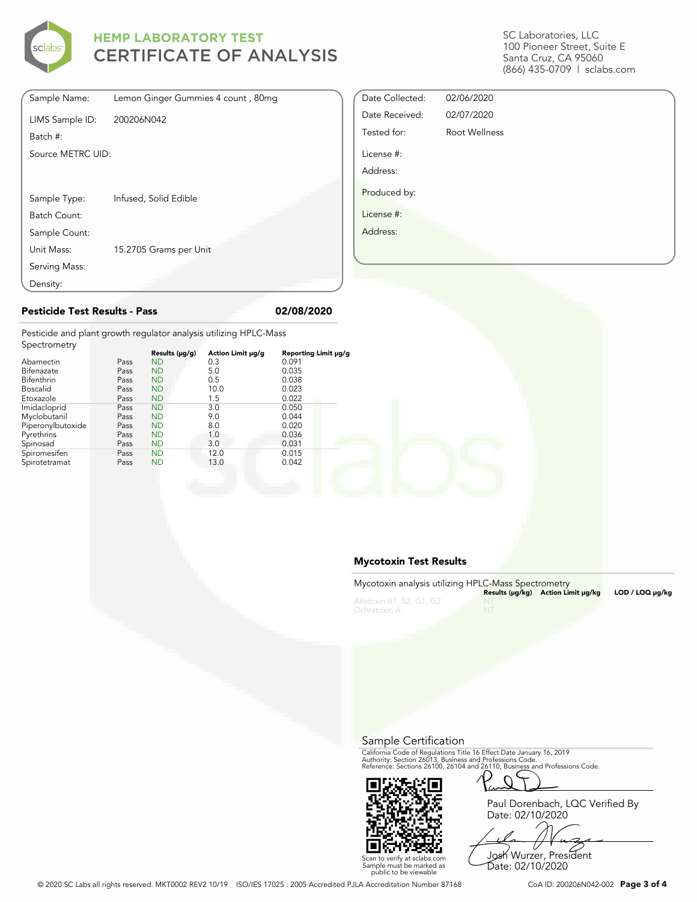# HEMP LABORATORY TEST
# CERTIFICATE OF ANALYSIS

SC Laboratories, LLC
100 Pioneer Street, Suite E
Santa Cruz, CA 95060
(866) 435-0709 | sclabs.com

| | |
|---|---|
| Sample Name: | Lemon Ginger Gummies 4 count , 80mg |
| LIMS Sample ID: | 200206N042 |
| Batch #: | |
| Source METRC UID: | |
| Sample Type: | Infused, Solid Edible |
| Batch Count: | |
| Sample Count: | |
| Unit Mass: | 15.2705 Grams per Unit |
| Serving Mass: | |
| Density: | |

| | |
|---|---|
| Date Collected: | 02/06/2020 |
| Date Received: | 02/07/2020 |
| Tested for: | Root Wellness |
| License #: | |
| Address: | |
| Produced by: | |
| License #: | |
| Address: | |

## Pesticide Test Results - Pass 02/08/2020

Pesticide and plant growth regulator analysis utilizing HPLC-Mass Spectrometry

| | | Results (μg/g) | Action Limit μg/g | Reporting Limit μg/g |
|---|---|---|---|---|
| Abamectin | Pass | ND | 0.3 | 0.091 |
| Bifenazate | Pass | ND | 5.0 | 0.035 |
| Bifenthrin | Pass | ND | 0.5 | 0.038 |
| Boscalid | Pass | ND | 10.0 | 0.023 |
| Etoxazole | Pass | ND | 1.5 | 0.022 |
| Imidacloprid | Pass | ND | 3.0 | 0.050 |
| Myclobutanil | Pass | ND | 9.0 | 0.044 |
| Piperonylbutoxide | Pass | ND | 8.0 | 0.020 |
| Pyrethrins | Pass | ND | 1.0 | 0.036 |
| Spinosad | Pass | ND | 3.0 | 0.031 |
| Spiromesifen | Pass | ND | 12.0 | 0.015 |
| Spirotetramat | Pass | ND | 13.0 | 0.042 |

## Mycotoxin Test Results

Mycotoxin analysis utilizing HPLC-Mass Spectrometry

| | Results (μg/kg) | Action Limit μg/kg | LOD / LOQ μg/kg |
|---|---|---|---|
| Aflatoxin B1, B2, G1, G2 | NT | | |
| Ochratoxin A | NT | | |

## Sample Certification

California Code of Regulations Title 16 Effect Date January 16, 2019
Authority: Section 26013, Business and Professions Code.
Reference: Sections 26100, 26104 and 26110, Business and Professions Code.

Scan to verify at sclabs.com
Sample must be marked as public to be viewable

Paul Dorenbach, LQC Verified By
Date: 02/10/2020

Josh Wurzer, President
Date: 02/10/2020

© 2020 SC Labs all rights reserved. MKT0002 REV2 10/19 ISO/IES 17025 : 2005 Accredited PJLA Accreditation Number 87168 CoA ID: 200206N042-002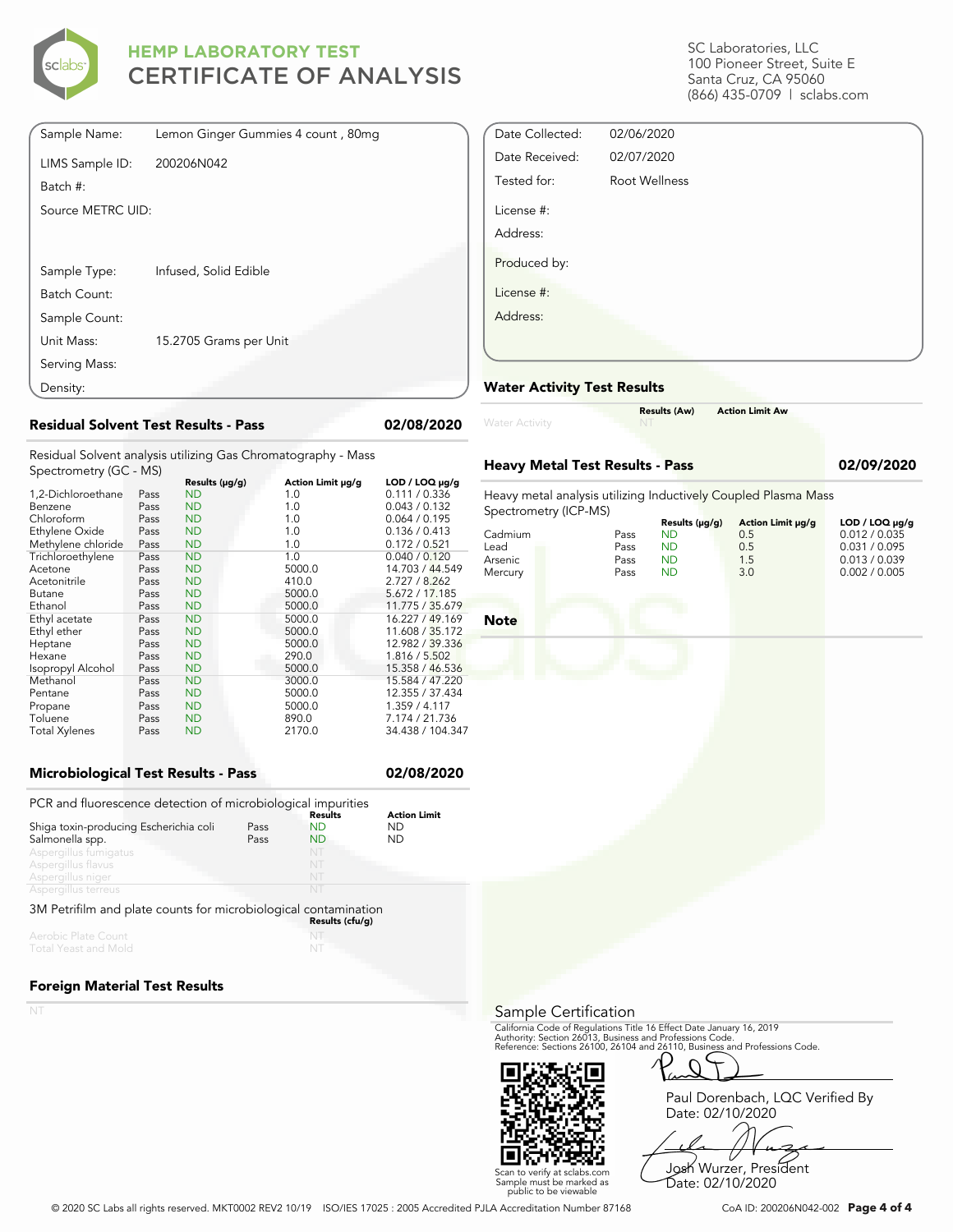# HEMP LABORATORY TEST
# CERTIFICATE OF ANALYSIS

SC Laboratories, LLC
100 Pioneer Street, Suite E
Santa Cruz, CA 95060
(866) 435-0709 | sclabs.com

| | |
|---|---|
| Sample Name: | Lemon Ginger Gummies 4 count , 80mg |
| LIMS Sample ID: | 200206N042 |
| Batch #: | |
| Source METRC UID: | |
| Sample Type: | Infused, Solid Edible |
| Batch Count: | |
| Sample Count: | |
| Unit Mass: | 15.2705 Grams per Unit |
| Serving Mass: | |
| Density: | |

| | |
|---|---|
| Date Collected: | 02/06/2020 |
| Date Received: | 02/07/2020 |
| Tested for: | Root Wellness |
| License #: | |
| Address: | |
| Produced by: | |
| License #: | |
| Address: | |

## Residual Solvent Test Results - Pass — 02/08/2020

Residual Solvent analysis utilizing Gas Chromatography - Mass Spectrometry (GC - MS)

| | | Results (µg/g) | Action Limit µg/g | LOD / LOQ µg/g |
|---|---|---|---|---|
| 1,2-Dichloroethane | Pass | ND | 1.0 | 0.111 / 0.336 |
| Benzene | Pass | ND | 1.0 | 0.043 / 0.132 |
| Chloroform | Pass | ND | 1.0 | 0.064 / 0.195 |
| Ethylene Oxide | Pass | ND | 1.0 | 0.136 / 0.413 |
| Methylene chloride | Pass | ND | 1.0 | 0.172 / 0.521 |
| Trichloroethylene | Pass | ND | 1.0 | 0.040 / 0.120 |
| Acetone | Pass | ND | 5000.0 | 14.703 / 44.549 |
| Acetonitrile | Pass | ND | 410.0 | 2.727 / 8.262 |
| Butane | Pass | ND | 5000.0 | 5.672 / 17.185 |
| Ethanol | Pass | ND | 5000.0 | 11.775 / 35.679 |
| Ethyl acetate | Pass | ND | 5000.0 | 16.227 / 49.169 |
| Ethyl ether | Pass | ND | 5000.0 | 11.608 / 35.172 |
| Heptane | Pass | ND | 5000.0 | 12.982 / 39.336 |
| Hexane | Pass | ND | 290.0 | 1.816 / 5.502 |
| Isopropyl Alcohol | Pass | ND | 5000.0 | 15.358 / 46.536 |
| Methanol | Pass | ND | 3000.0 | 15.584 / 47.220 |
| Pentane | Pass | ND | 5000.0 | 12.355 / 37.434 |
| Propane | Pass | ND | 5000.0 | 1.359 / 4.117 |
| Toluene | Pass | ND | 890.0 | 7.174 / 21.736 |
| Total Xylenes | Pass | ND | 2170.0 | 34.438 / 104.347 |

## Microbiological Test Results - Pass — 02/08/2020

PCR and fluorescence detection of microbiological impurities

| | | Results | Action Limit |
|---|---|---|---|
| Shiga toxin-producing Escherichia coli | Pass | ND | ND |
| Salmonella spp. | Pass | ND | ND |
| Aspergillus fumigatus | | NT | |
| Aspergillus flavus | | NT | |
| Aspergillus niger | | NT | |
| Aspergillus terreus | | NT | |

3M Petrifilm and plate counts for microbiological contamination

| | Results (cfu/g) |
|---|---|
| Aerobic Plate Count | NT |
| Total Yeast and Mold | NT |

## Foreign Material Test Results

NT

## Water Activity Test Results

| | Results (Aw) | Action Limit Aw |
|---|---|---|
| Water Activity | NT | |

## Heavy Metal Test Results - Pass — 02/09/2020

Heavy metal analysis utilizing Inductively Coupled Plasma Mass Spectrometry (ICP-MS)

| | | Results (µg/g) | Action Limit µg/g | LOD / LOQ µg/g |
|---|---|---|---|---|
| Cadmium | Pass | ND | 0.5 | 0.012 / 0.035 |
| Lead | Pass | ND | 0.5 | 0.031 / 0.095 |
| Arsenic | Pass | ND | 1.5 | 0.013 / 0.039 |
| Mercury | Pass | ND | 3.0 | 0.002 / 0.005 |

## Note

## Sample Certification

California Code of Regulations Title 16 Effect Date January 16, 2019
Authority: Section 26013, Business and Professions Code.
Reference: Sections 26100, 26104 and 26110, Business and Professions Code.

Scan to verify at sclabs.com
Sample must be marked as public to be viewable

Paul Dorenbach, LQC Verified By
Date: 02/10/2020

Josh Wurzer, President
Date: 02/10/2020

© 2020 SC Labs all rights reserved. MKT0002 REV2 10/19 ISO/IES 17025 : 2005 Accredited PJLA Accreditation Number 87168

CoA ID: 200206N042-002